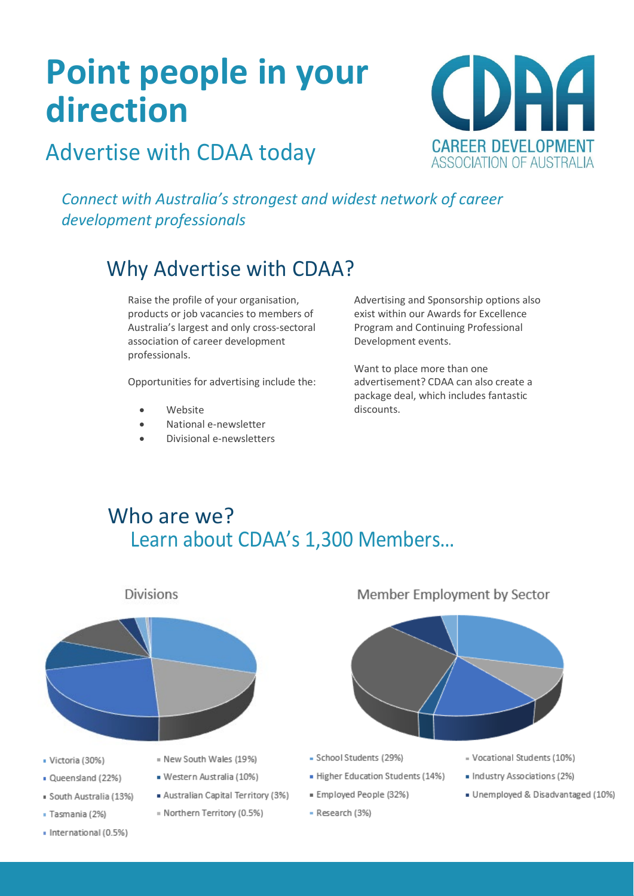# Point people in your direction

## Advertise with CDAA today

CAREER DEVELOPMENT ASSOCIATION OF AUSTRALIA

*Connect with Australia's strongest and widest network of career development professionals*

## Why Advertise with CDAA?

Raise the profile of your organisation, products or job vacancies to members of Australia's largest and only cross-sectoral association of career development professionals.

Opportunities for advertising include the:

- Website
- National e-newsletter
- Divisional e-newsletters

Advertising and Sponsorship options also exist within our Awards for Excellence Program and Continuing Professional Development events.

Want to place more than one advertisement? CDAA can also create a package deal, which includes fantastic discounts.

## Who are we?

### Learn about CDAA's 1,300 Members…

**Divisions**

- Victoria (30%)
- Queensland (22%)
- South Australia (13%)
- Tasmania (2%)
- International (0.5%)
- New South Wales (19%)
- Western Australia (10%)
- Australian Capital Territory (3%)
- Northern Territory (0.5%)

**Member Employment by Sector**

- School Students (29%)
- Higher Education Students (14%)
- Employed People (32%)
- Research (3%)
- Vocational Students (10%)
- Industry Associations (2%)
- Unemployed & Disadvantaged (10%)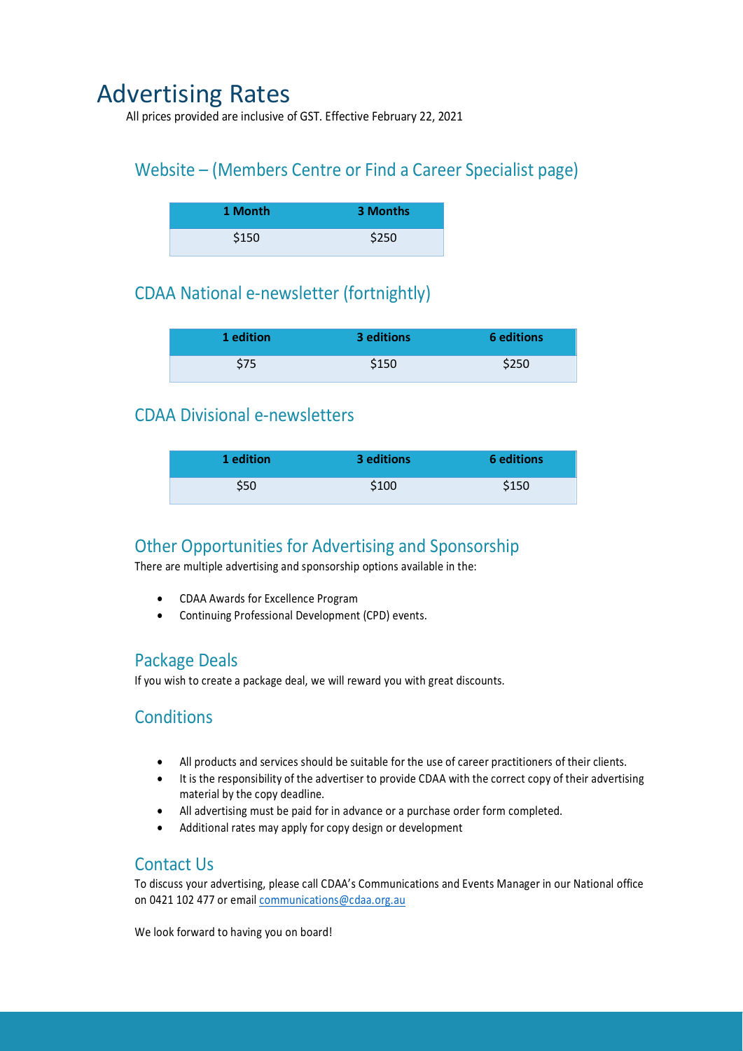# Advertising Rates

All prices provided are inclusive of GST. Effective February 22, 2021

## Website – (Members Centre or Find a Career Specialist page)

| 1 Month | 3 Months |
|---|---|
| $150 | $250 |

## CDAA National e-newsletter (fortnightly)

| 1 edition | 3 editions | 6 editions |
|---|---|---|
| $75 | $150 | $250 |

## CDAA Divisional e-newsletters

| 1 edition | 3 editions | 6 editions |
|---|---|---|
| $50 | $100 | $150 |

## Other Opportunities for Advertising and Sponsorship

There are multiple advertising and sponsorship options available in the:

- CDAA Awards for Excellence Program
- Continuing Professional Development (CPD) events.

## Package Deals

If you wish to create a package deal, we will reward you with great discounts.

## Conditions

- All products and services should be suitable for the use of career practitioners of their clients.
- It is the responsibility of the advertiser to provide CDAA with the correct copy of their advertising material by the copy deadline.
- All advertising must be paid for in advance or a purchase order form completed.
- Additional rates may apply for copy design or development

## Contact Us

To discuss your advertising, please call CDAA's Communications and Events Manager in our National office on 0421 102 477 or email communications@cdaa.org.au

We look forward to having you on board!